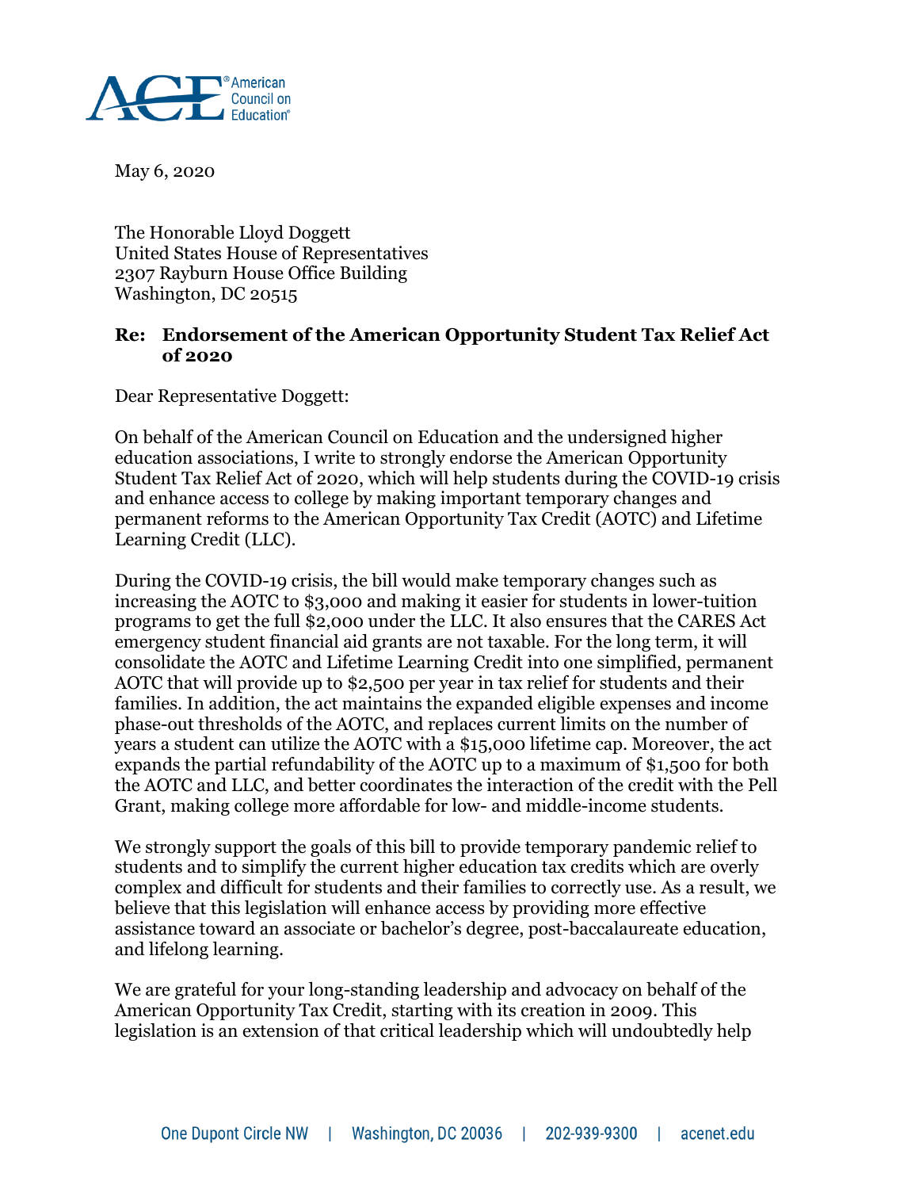May 6, 2020

The Honorable Lloyd Doggett
United States House of Representatives
2307 Rayburn House Office Building
Washington, DC 20515

**Re: Endorsement of the American Opportunity Student Tax Relief Act of 2020**

Dear Representative Doggett:

On behalf of the American Council on Education and the undersigned higher education associations, I write to strongly endorse the American Opportunity Student Tax Relief Act of 2020, which will help students during the COVID-19 crisis and enhance access to college by making important temporary changes and permanent reforms to the American Opportunity Tax Credit (AOTC) and Lifetime Learning Credit (LLC).

During the COVID-19 crisis, the bill would make temporary changes such as increasing the AOTC to $3,000 and making it easier for students in lower-tuition programs to get the full $2,000 under the LLC. It also ensures that the CARES Act emergency student financial aid grants are not taxable. For the long term, it will consolidate the AOTC and Lifetime Learning Credit into one simplified, permanent AOTC that will provide up to $2,500 per year in tax relief for students and their families. In addition, the act maintains the expanded eligible expenses and income phase-out thresholds of the AOTC, and replaces current limits on the number of years a student can utilize the AOTC with a $15,000 lifetime cap. Moreover, the act expands the partial refundability of the AOTC up to a maximum of $1,500 for both the AOTC and LLC, and better coordinates the interaction of the credit with the Pell Grant, making college more affordable for low- and middle-income students.

We strongly support the goals of this bill to provide temporary pandemic relief to students and to simplify the current higher education tax credits which are overly complex and difficult for students and their families to correctly use. As a result, we believe that this legislation will enhance access by providing more effective assistance toward an associate or bachelor's degree, post-baccalaureate education, and lifelong learning.

We are grateful for your long-standing leadership and advocacy on behalf of the American Opportunity Tax Credit, starting with its creation in 2009. This legislation is an extension of that critical leadership which will undoubtedly help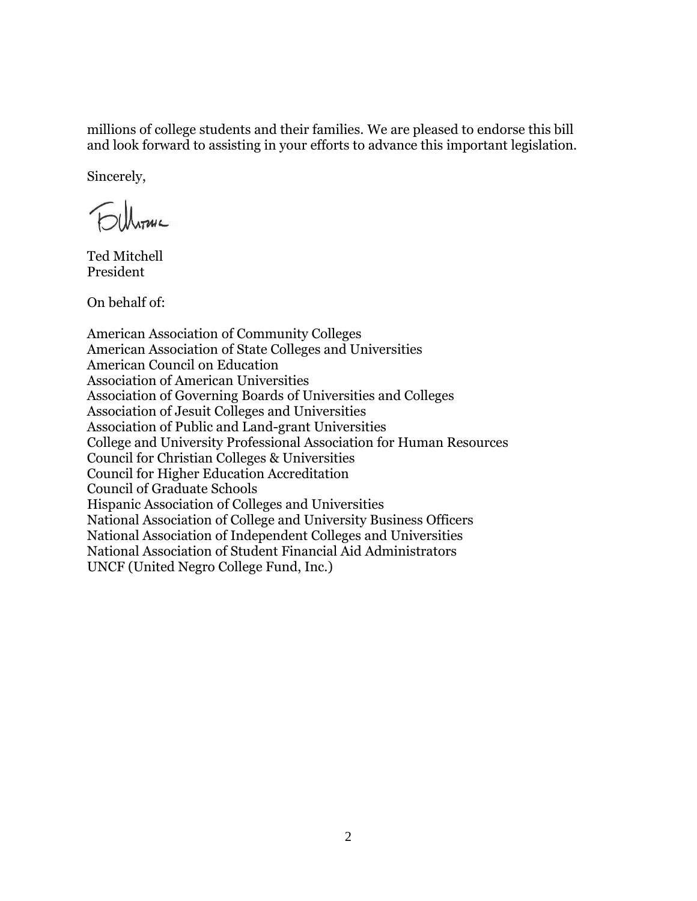millions of college students and their families. We are pleased to endorse this bill and look forward to assisting in your efforts to advance this important legislation.

Sincerely,

Ted Mitchell
President

On behalf of:

American Association of Community Colleges
American Association of State Colleges and Universities
American Council on Education
Association of American Universities
Association of Governing Boards of Universities and Colleges
Association of Jesuit Colleges and Universities
Association of Public and Land-grant Universities
College and University Professional Association for Human Resources
Council for Christian Colleges & Universities
Council for Higher Education Accreditation
Council of Graduate Schools
Hispanic Association of Colleges and Universities
National Association of College and University Business Officers
National Association of Independent Colleges and Universities
National Association of Student Financial Aid Administrators
UNCF (United Negro College Fund, Inc.)